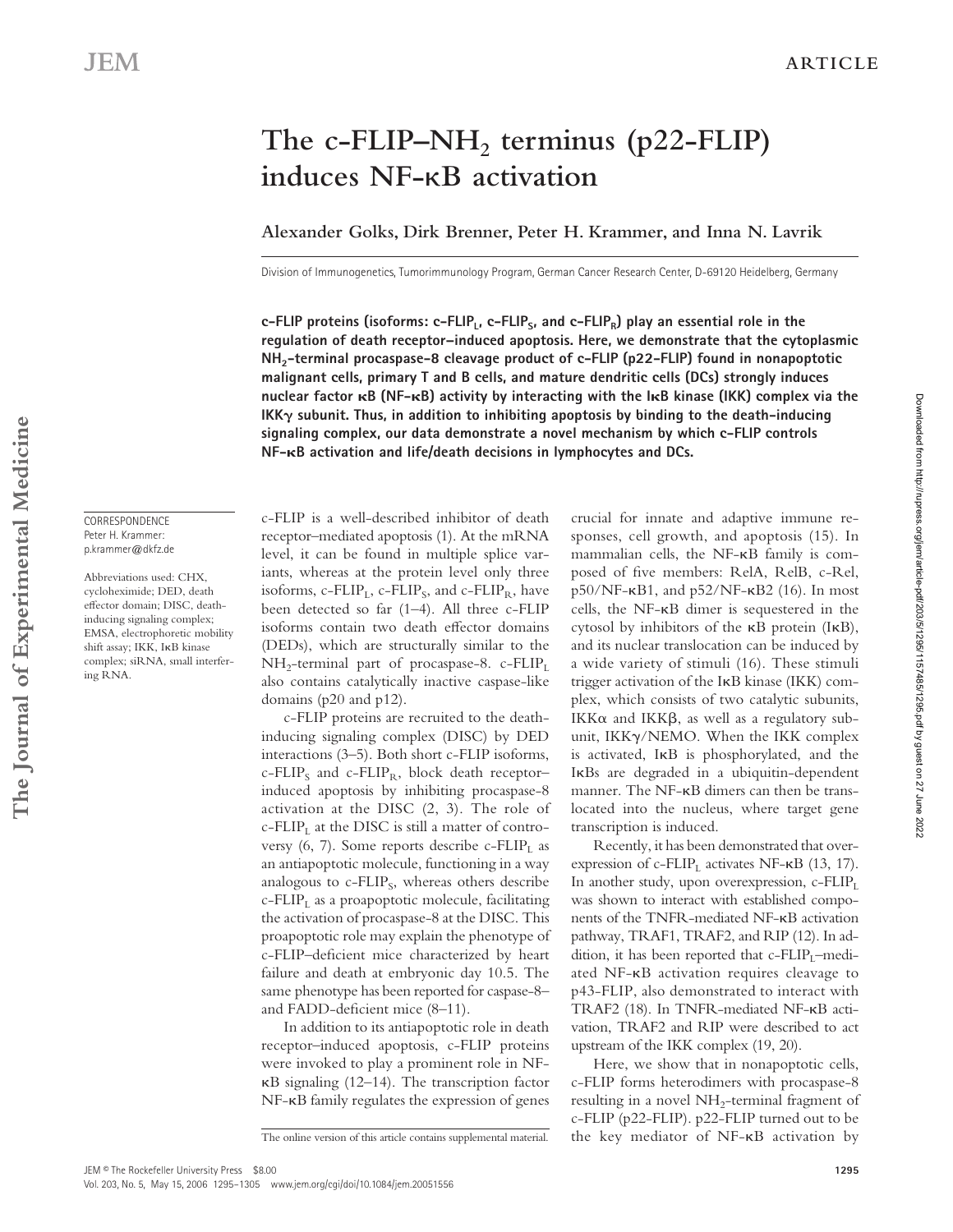# The c-FLIP–$NH_2$ terminus (p22-FLIP) induces NF-κB activation

**Alexander Golks, Dirk Brenner, Peter H. Krammer, and Inna N. Lavrik**

Division of Immunogenetics, Tumorimmunology Program, German Cancer Research Center, D-69120 Heidelberg, Germany

**c-FLIP proteins (isoforms: c-FLIP$_L$, c-FLIP$_S$, and c-FLIP$_R$) play an essential role in the regulation of death receptor–induced apoptosis. Here, we demonstrate that the cytoplasmic $NH_2$-terminal procaspase-8 cleavage product of c-FLIP (p22-FLIP) found in nonapoptotic malignant cells, primary T and B cells, and mature dendritic cells (DCs) strongly induces nuclear factor κB (NF-κB) activity by interacting with the IκB kinase (IKK) complex via the IKKγ subunit. Thus, in addition to inhibiting apoptosis by binding to the death-inducing signaling complex, our data demonstrate a novel mechanism by which c-FLIP controls NF-κB activation and life/death decisions in lymphocytes and DCs.**

CORRESPONDENCE
Peter H. Krammer:
p.krammer@dkfz.de

Abbreviations used: CHX, cycloheximide; DED, death effector domain; DISC, death-inducing signaling complex; EMSA, electrophoretic mobility shift assay; IKK, IκB kinase complex; siRNA, small interfering RNA.

c-FLIP is a well-described inhibitor of death receptor–mediated apoptosis (1). At the mRNA level, it can be found in multiple splice variants, whereas at the protein level only three isoforms, c-FLIP$_L$, c-FLIP$_S$, and c-FLIP$_R$, have been detected so far (1–4). All three c-FLIP isoforms contain two death effector domains (DEDs), which are structurally similar to the $NH_2$-terminal part of procaspase-8. c-FLIP$_L$ also contains catalytically inactive caspase-like domains (p20 and p12).

c-FLIP proteins are recruited to the death-inducing signaling complex (DISC) by DED interactions (3–5). Both short c-FLIP isoforms, c-FLIP$_S$ and c-FLIP$_R$, block death receptor–induced apoptosis by inhibiting procaspase-8 activation at the DISC (2, 3). The role of c-FLIP$_L$ at the DISC is still a matter of controversy (6, 7). Some reports describe c-FLIP$_L$ as an antiapoptotic molecule, functioning in a way analogous to c-FLIP$_S$, whereas others describe c-FLIP$_L$ as a proapoptotic molecule, facilitating the activation of procaspase-8 at the DISC. This proapoptotic role may explain the phenotype of c-FLIP–deficient mice characterized by heart failure and death at embryonic day 10.5. The same phenotype has been reported for caspase-8– and FADD-deficient mice (8–11).

In addition to its antiapoptotic role in death receptor–induced apoptosis, c-FLIP proteins were invoked to play a prominent role in NF-κB signaling (12–14). The transcription factor NF-κB family regulates the expression of genes crucial for innate and adaptive immune responses, cell growth, and apoptosis (15). In mammalian cells, the NF-κB family is composed of five members: RelA, RelB, c-Rel, p50/NF-κB1, and p52/NF-κB2 (16). In most cells, the NF-κB dimer is sequestered in the cytosol by inhibitors of the κB protein (IκB), and its nuclear translocation can be induced by a wide variety of stimuli (16). These stimuli trigger activation of the IκB kinase (IKK) complex, which consists of two catalytic subunits, IKKα and IKKβ, as well as a regulatory subunit, IKKγ/NEMO. When the IKK complex is activated, IκB is phosphorylated, and the IκBs are degraded in a ubiquitin-dependent manner. The NF-κB dimers can then be translocated into the nucleus, where target gene transcription is induced.

Recently, it has been demonstrated that overexpression of c-FLIP$_L$ activates NF-κB (13, 17). In another study, upon overexpression, c-FLIP$_L$ was shown to interact with established components of the TNFR-mediated NF-κB activation pathway, TRAF1, TRAF2, and RIP (12). In addition, it has been reported that c-FLIP$_L$–mediated NF-κB activation requires cleavage to p43-FLIP, also demonstrated to interact with TRAF2 (18). In TNFR-mediated NF-κB activation, TRAF2 and RIP were described to act upstream of the IKK complex (19, 20).

Here, we show that in nonapoptotic cells, c-FLIP forms heterodimers with procaspase-8 resulting in a novel $NH_2$-terminal fragment of c-FLIP (p22-FLIP). p22-FLIP turned out to be the key mediator of NF-κB activation by

The online version of this article contains supplemental material.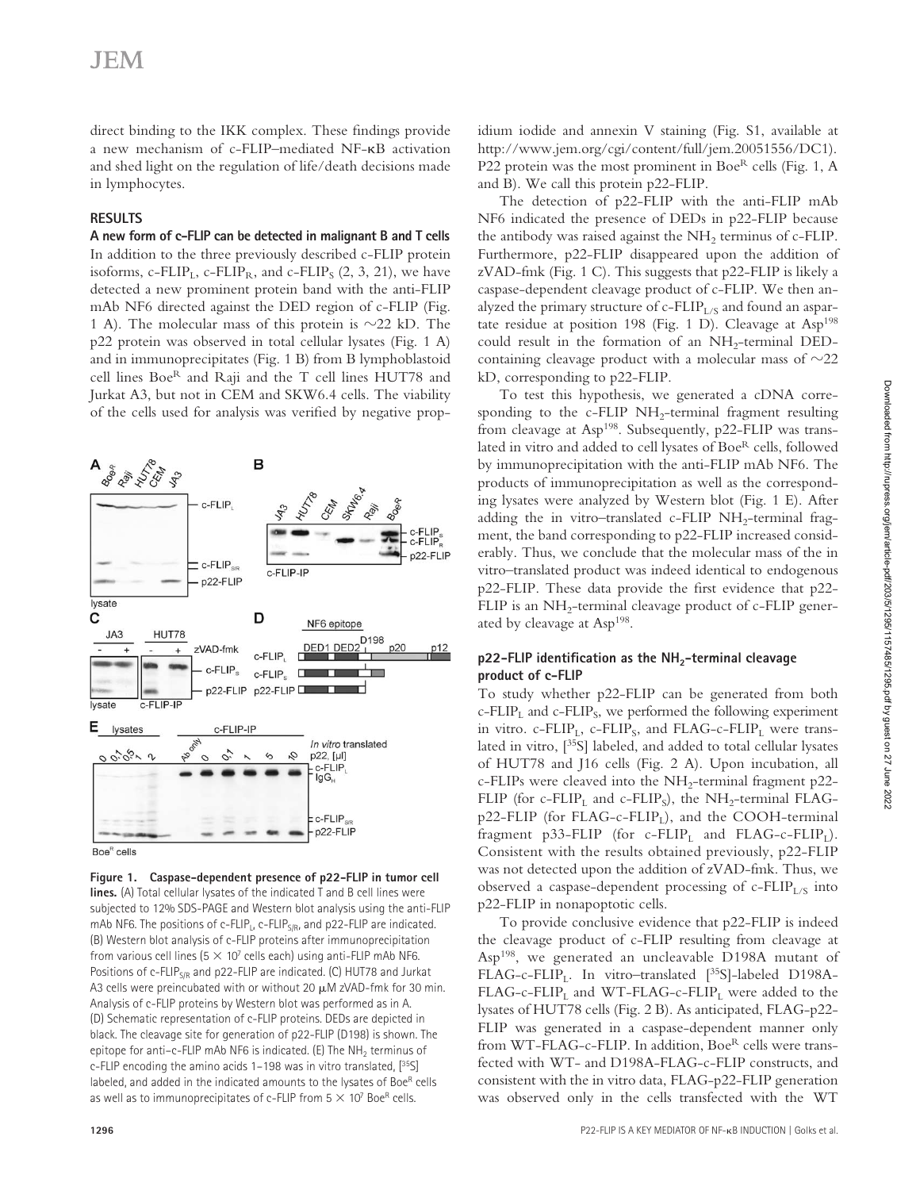direct binding to the IKK complex. These findings provide a new mechanism of c-FLIP–mediated NF-κB activation and shed light on the regulation of life/death decisions made in lymphocytes.

## RESULTS

### A new form of c-FLIP can be detected in malignant B and T cells

In addition to the three previously described c-FLIP protein isoforms, c-FLIP$_L$, c-FLIP$_R$, and c-FLIP$_S$ (2, 3, 21), we have detected a new prominent protein band with the anti-FLIP mAb NF6 directed against the DED region of c-FLIP (Fig. 1 A). The molecular mass of this protein is ~22 kD. The p22 protein was observed in total cellular lysates (Fig. 1 A) and in immunoprecipitates (Fig. 1 B) from B lymphoblastoid cell lines Boe$^R$ and Raji and the T cell lines HUT78 and Jurkat A3, but not in CEM and SKW6.4 cells. The viability of the cells used for analysis was verified by negative propidium iodide and annexin V staining (Fig. S1, available at http://www.jem.org/cgi/content/full/jem.20051556/DC1). P22 protein was the most prominent in Boe$^R$ cells (Fig. 1, A and B). We call this protein p22-FLIP.

**Figure 1. Caspase-dependent presence of p22-FLIP in tumor cell lines.** (A) Total cellular lysates of the indicated T and B cell lines were subjected to 12% SDS-PAGE and Western blot analysis using the anti-FLIP mAb NF6. The positions of c-FLIP$_L$, c-FLIP$_{S/R}$, and p22-FLIP are indicated. (B) Western blot analysis of c-FLIP proteins after immunoprecipitation from various cell lines (5 × 10$^7$ cells each) using anti-FLIP mAb NF6. Positions of c-FLIP$_{S/R}$ and p22-FLIP are indicated. (C) HUT78 and Jurkat A3 cells were preincubated with or without 20 μM zVAD-fmk for 30 min. Analysis of c-FLIP proteins by Western blot was performed as in A. (D) Schematic representation of c-FLIP proteins. DEDs are depicted in black. The cleavage site for generation of p22-FLIP (D198) is shown. The epitope for anti–c-FLIP mAb NF6 is indicated. (E) The NH$_2$ terminus of c-FLIP encoding the amino acids 1–198 was in vitro translated, [$^{35}$S] labeled, and added in the indicated amounts to the lysates of Boe$^R$ cells as well as to immunoprecipitates of c-FLIP from 5 × 10$^7$ Boe$^R$ cells.

The detection of p22-FLIP with the anti-FLIP mAb NF6 indicated the presence of DEDs in p22-FLIP because the antibody was raised against the NH$_2$ terminus of c-FLIP. Furthermore, p22-FLIP disappeared upon the addition of zVAD-fmk (Fig. 1 C). This suggests that p22-FLIP is likely a caspase-dependent cleavage product of c-FLIP. We then analyzed the primary structure of c-FLIP$_{L/S}$ and found an aspartate residue at position 198 (Fig. 1 D). Cleavage at Asp$^{198}$ could result in the formation of an NH$_2$-terminal DED-containing cleavage product with a molecular mass of ~22 kD, corresponding to p22-FLIP.

To test this hypothesis, we generated a cDNA corresponding to the c-FLIP NH$_2$-terminal fragment resulting from cleavage at Asp$^{198}$. Subsequently, p22-FLIP was translated in vitro and added to cell lysates of Boe$^R$ cells, followed by immunoprecipitation with the anti-FLIP mAb NF6. The products of immunoprecipitation as well as the corresponding lysates were analyzed by Western blot (Fig. 1 E). After adding the in vitro–translated c-FLIP NH$_2$-terminal fragment, the band corresponding to p22-FLIP increased considerably. Thus, we conclude that the molecular mass of the in vitro–translated product was indeed identical to endogenous p22-FLIP. These data provide the first evidence that p22-FLIP is an NH$_2$-terminal cleavage product of c-FLIP generated by cleavage at Asp$^{198}$.

### p22-FLIP identification as the NH$_2$-terminal cleavage product of c-FLIP

To study whether p22-FLIP can be generated from both c-FLIP$_L$ and c-FLIP$_S$, we performed the following experiment in vitro. c-FLIP$_L$, c-FLIP$_S$, and FLAG-c-FLIP$_L$ were translated in vitro, [$^{35}$S] labeled, and added to total cellular lysates of HUT78 and J16 cells (Fig. 2 A). Upon incubation, all c-FLIPs were cleaved into the NH$_2$-terminal fragment p22-FLIP (for c-FLIP$_L$ and c-FLIP$_S$), the NH$_2$-terminal FLAG-p22-FLIP (for FLAG-c-FLIP$_L$), and the COOH-terminal fragment p33-FLIP (for c-FLIP$_L$ and FLAG-c-FLIP$_L$). Consistent with the results obtained previously, p22-FLIP was not detected upon the addition of zVAD-fmk. Thus, we observed a caspase-dependent processing of c-FLIP$_{L/S}$ into p22-FLIP in nonapoptotic cells.

To provide conclusive evidence that p22-FLIP is indeed the cleavage product of c-FLIP resulting from cleavage at Asp$^{198}$, we generated an uncleavable D198A mutant of FLAG-c-FLIP$_L$. In vitro–translated [$^{35}$S]-labeled D198A-FLAG-c-FLIP$_L$ and WT-FLAG-c-FLIP$_L$ were added to the lysates of HUT78 cells (Fig. 2 B). As anticipated, FLAG-p22-FLIP was generated in a caspase-dependent manner only from WT-FLAG-c-FLIP. In addition, Boe$^R$ cells were transfected with WT- and D198A-FLAG-c-FLIP constructs, and consistent with the in vitro data, FLAG-p22-FLIP generation was observed only in the cells transfected with the WT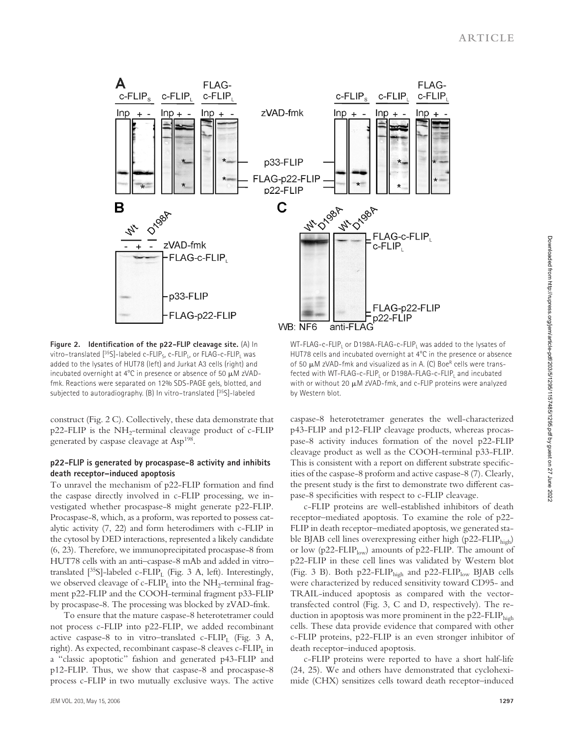**Figure 2. Identification of the p22-FLIP cleavage site.** (A) In vitro–translated [35S]-labeled c-FLIP$_S$, c-FLIP$_L$, or FLAG-c-FLIP$_L$ was added to the lysates of HUT78 (left) and Jurkat A3 cells (right) and incubated overnight at 4°C in presence or absence of 50 μM zVAD-fmk. Reactions were separated on 12% SDS-PAGE gels, blotted, and subjected to autoradiography. (B) In vitro–translated [35S]-labeled WT-FLAG-c-FLIP$_L$ or D198A-FLAG-c-FLIP$_L$ was added to the lysates of HUT78 cells and incubated overnight at 4°C in the presence or absence of 50 μM zVAD-fmk and visualized as in A. (C) Boe$^R$ cells were transfected with WT-FLAG-c-FLIP$_L$ or D198A-FLAG-c-FLIP$_L$ and incubated with or without 20 μM zVAD-fmk, and c-FLIP proteins were analyzed by Western blot.

construct (Fig. 2 C). Collectively, these data demonstrate that p22-FLIP is the $NH_2$-terminal cleavage product of c-FLIP generated by caspase cleavage at Asp[198].

### p22-FLIP is generated by procaspase-8 activity and inhibits death receptor–induced apoptosis

To unravel the mechanism of p22-FLIP formation and find the caspase directly involved in c-FLIP processing, we investigated whether procaspase-8 might generate p22-FLIP. Procaspase-8, which, as a proform, was reported to possess catalytic activity (7, 22) and form heterodimers with c-FLIP in the cytosol by DED interactions, represented a likely candidate (6, 23). Therefore, we immunoprecipitated procaspase-8 from HUT78 cells with an anti–caspase-8 mAb and added in vitro–translated [35S]-labeled c-FLIP$_L$ (Fig. 3 A, left). Interestingly, we observed cleavage of c-FLIP$_L$ into the $NH_2$-terminal fragment p22-FLIP and the COOH-terminal fragment p33-FLIP by procaspase-8. The processing was blocked by zVAD-fmk.

To ensure that the mature caspase-8 heterotetramer could not process c-FLIP into p22-FLIP, we added recombinant active caspase-8 to in vitro–translated c-FLIP$_L$ (Fig. 3 A, right). As expected, recombinant caspase-8 cleaves c-FLIP$_L$ in a "classic apoptotic" fashion and generated p43-FLIP and p12-FLIP. Thus, we show that caspase-8 and procaspase-8 process c-FLIP in two mutually exclusive ways. The active caspase-8 heterotetramer generates the well-characterized p43-FLIP and p12-FLIP cleavage products, whereas procaspase-8 activity induces formation of the novel p22-FLIP cleavage product as well as the COOH-terminal p33-FLIP. This is consistent with a report on different substrate specificities of the caspase-8 proform and active caspase-8 (7). Clearly, the present study is the first to demonstrate two different caspase-8 specificities with respect to c-FLIP cleavage.

c-FLIP proteins are well-established inhibitors of death receptor–mediated apoptosis. To examine the role of p22-FLIP in death receptor–mediated apoptosis, we generated stable BJAB cell lines overexpressing either high (p22-FLIP$_{high}$) or low (p22-FLIP$_{low}$) amounts of p22-FLIP. The amount of p22-FLIP in these cell lines was validated by Western blot (Fig. 3 B). Both p22-FLIP$_{high}$ and p22-FLIP$_{low}$ BJAB cells were characterized by reduced sensitivity toward CD95- and TRAIL-induced apoptosis as compared with the vector-transfected control (Fig. 3, C and D, respectively). The reduction in apoptosis was more prominent in the p22-FLIP$_{high}$ cells. These data provide evidence that compared with other c-FLIP proteins, p22-FLIP is an even stronger inhibitor of death receptor–induced apoptosis.

c-FLIP proteins were reported to have a short half-life (24, 25). We and others have demonstrated that cycloheximide (CHX) sensitizes cells toward death receptor–induced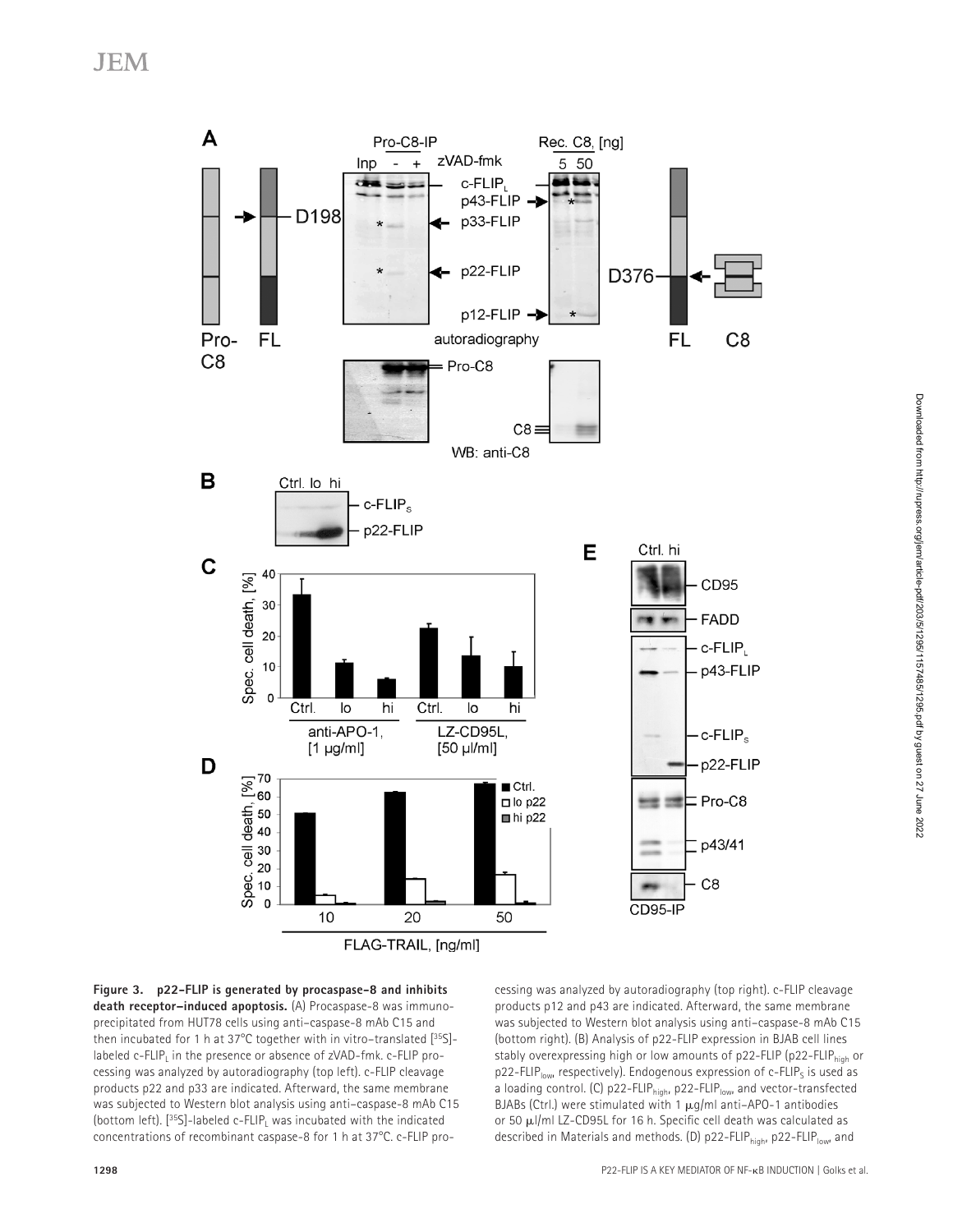**Figure 3. p22-FLIP is generated by procaspase-8 and inhibits death receptor–induced apoptosis.** (A) Procaspase-8 was immunoprecipitated from HUT78 cells using anti–caspase-8 mAb C15 and then incubated for 1 h at 37°C together with in vitro–translated [$^{35}$S]-labeled c-FLIP$_L$ in the presence or absence of zVAD-fmk. c-FLIP processing was analyzed by autoradiography (top left). c-FLIP cleavage products p22 and p33 are indicated. Afterward, the same membrane was subjected to Western blot analysis using anti–caspase-8 mAb C15 (bottom left). [$^{35}$S]-labeled c-FLIP$_L$ was incubated with the indicated concentrations of recombinant caspase-8 for 1 h at 37°C. c-FLIP processing was analyzed by autoradiography (top right). c-FLIP cleavage products p12 and p43 are indicated. Afterward, the same membrane was subjected to Western blot analysis using anti–caspase-8 mAb C15 (bottom right). (B) Analysis of p22-FLIP expression in BJAB cell lines stably overexpressing high or low amounts of p22-FLIP (p22-FLIP$_{high}$ or p22-FLIP$_{low}$, respectively). Endogenous expression of c-FLIP$_S$ is used as a loading control. (C) p22-FLIP$_{high}$, p22-FLIP$_{low}$, and vector-transfected BJABs (Ctrl.) were stimulated with 1 µg/ml anti–APO-1 antibodies or 50 µl/ml LZ-CD95L for 16 h. Specific cell death was calculated as described in Materials and methods. (D) p22-FLIP$_{high}$, p22-FLIP$_{low}$, and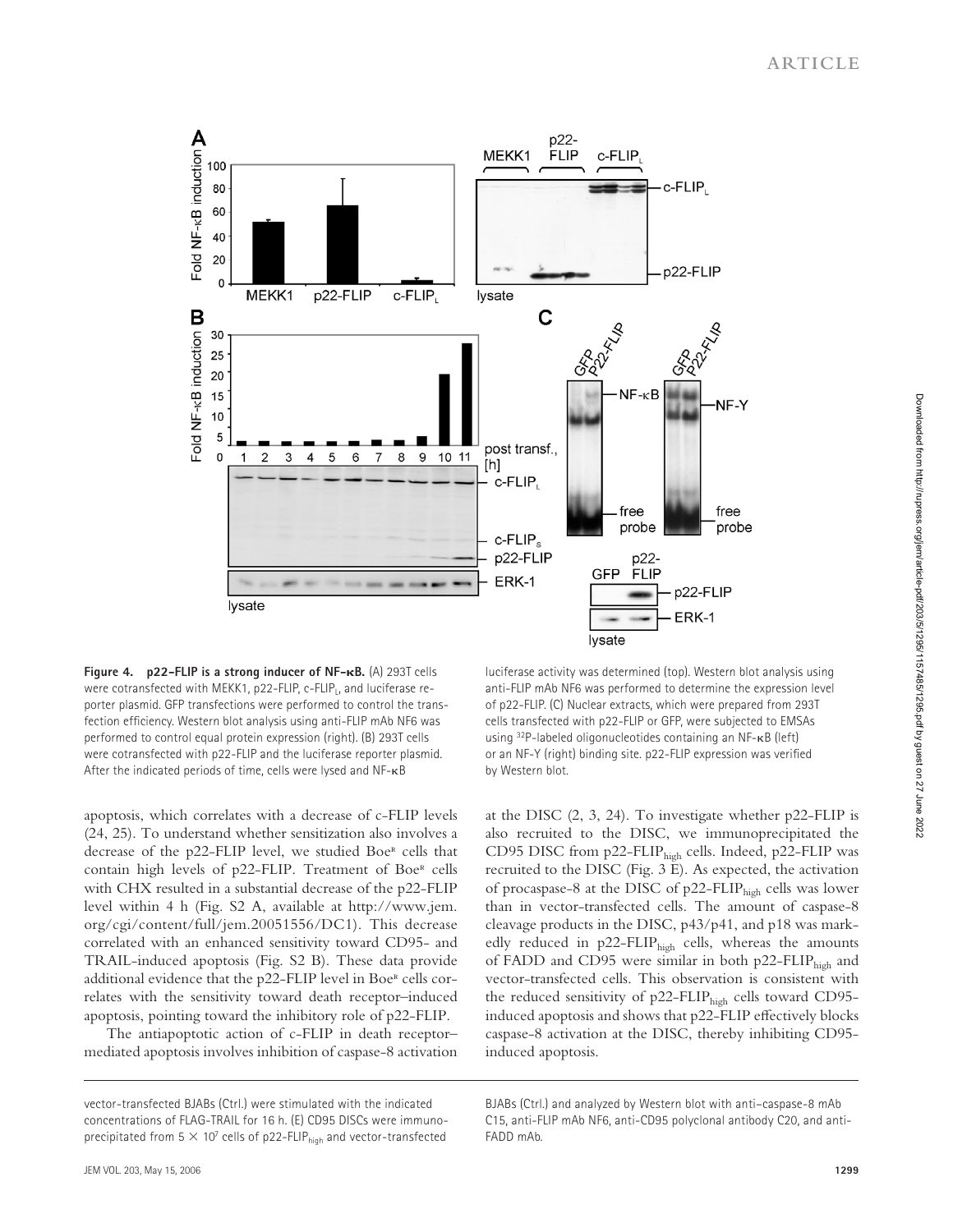**Figure 4. p22-FLIP is a strong inducer of NF-κB.** (A) 293T cells were cotransfected with MEKK1, p22-FLIP, c-FLIP$_L$, and luciferase reporter plasmid. GFP transfections were performed to control the transfection efficiency. Western blot analysis using anti-FLIP mAb NF6 was performed to control equal protein expression (right). (B) 293T cells were cotransfected with p22-FLIP and the luciferase reporter plasmid. After the indicated periods of time, cells were lysed and NF-κB luciferase activity was determined (top). Western blot analysis using anti-FLIP mAb NF6 was performed to determine the expression level of p22-FLIP. (C) Nuclear extracts, which were prepared from 293T cells transfected with p22-FLIP or GFP, were subjected to EMSAs using $^{32}$P-labeled oligonucleotides containing an NF-κB (left) or an NF-Y (right) binding site. p22-FLIP expression was verified by Western blot.

apoptosis, which correlates with a decrease of c-FLIP levels (24, 25). To understand whether sensitization also involves a decrease of the p22-FLIP level, we studied Boe$^R$ cells that contain high levels of p22-FLIP. Treatment of Boe$^R$ cells with CHX resulted in a substantial decrease of the p22-FLIP level within 4 h (Fig. S2 A, available at http://www.jem.org/cgi/content/full/jem.20051556/DC1). This decrease correlated with an enhanced sensitivity toward CD95- and TRAIL-induced apoptosis (Fig. S2 B). These data provide additional evidence that the p22-FLIP level in Boe$^R$ cells correlates with the sensitivity toward death receptor–induced apoptosis, pointing toward the inhibitory role of p22-FLIP.

The antiapoptotic action of c-FLIP in death receptor–mediated apoptosis involves inhibition of caspase-8 activation at the DISC (2, 3, 24). To investigate whether p22-FLIP is also recruited to the DISC, we immunoprecipitated the CD95 DISC from p22-FLIP$_{high}$ cells. Indeed, p22-FLIP was recruited to the DISC (Fig. 3 E). As expected, the activation of procaspase-8 at the DISC of p22-FLIP$_{high}$ cells was lower than in vector-transfected cells. The amount of caspase-8 cleavage products in the DISC, p43/p41, and p18 was markedly reduced in p22-FLIP$_{high}$ cells, whereas the amounts of FADD and CD95 were similar in both p22-FLIP$_{high}$ and vector-transfected cells. This observation is consistent with the reduced sensitivity of p22-FLIP$_{high}$ cells toward CD95-induced apoptosis and shows that p22-FLIP effectively blocks caspase-8 activation at the DISC, thereby inhibiting CD95-induced apoptosis.

vector-transfected BJABs (Ctrl.) were stimulated with the indicated concentrations of FLAG-TRAIL for 16 h. (E) CD95 DISCs were immunoprecipitated from 5 × 10$^7$ cells of p22-FLIP$_{high}$ and vector-transfected BJABs (Ctrl.) and analyzed by Western blot with anti–caspase-8 mAb C15, anti-FLIP mAb NF6, anti-CD95 polyclonal antibody C20, and anti-FADD mAb.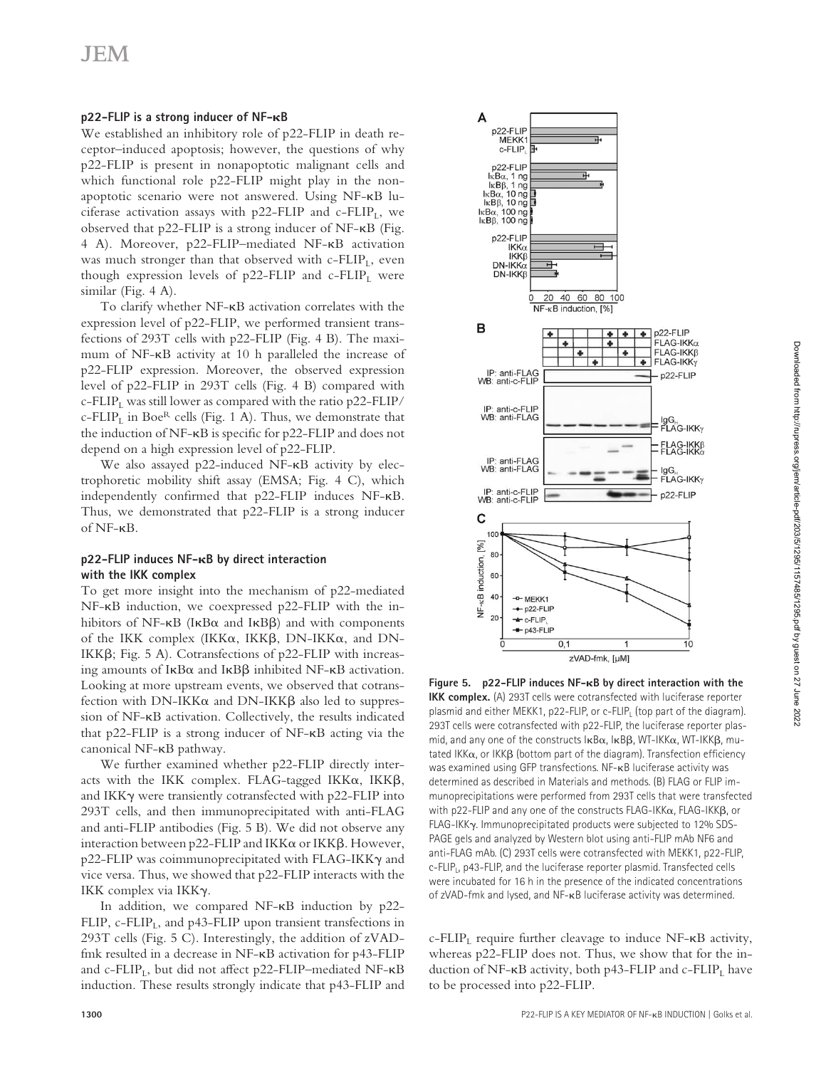### p22-FLIP is a strong inducer of NF-κB

We established an inhibitory role of p22-FLIP in death receptor–induced apoptosis; however, the questions of why p22-FLIP is present in nonapoptotic malignant cells and which functional role p22-FLIP might play in the nonapoptotic scenario were not answered. Using NF-κB luciferase activation assays with p22-FLIP and c-FLIP$_L$, we observed that p22-FLIP is a strong inducer of NF-κB (Fig. 4 A). Moreover, p22-FLIP–mediated NF-κB activation was much stronger than that observed with c-FLIP$_L$, even though expression levels of p22-FLIP and c-FLIP$_L$ were similar (Fig. 4 A).

To clarify whether NF-κB activation correlates with the expression level of p22-FLIP, we performed transient transfections of 293T cells with p22-FLIP (Fig. 4 B). The maximum of NF-κB activity at 10 h paralleled the increase of p22-FLIP expression. Moreover, the observed expression level of p22-FLIP in 293T cells (Fig. 4 B) compared with c-FLIP$_L$ was still lower as compared with the ratio p22-FLIP/c-FLIP$_L$ in Boe$^R$ cells (Fig. 1 A). Thus, we demonstrate that the induction of NF-κB is specific for p22-FLIP and does not depend on a high expression level of p22-FLIP.

We also assayed p22-induced NF-κB activity by electrophoretic mobility shift assay (EMSA; Fig. 4 C), which independently confirmed that p22-FLIP induces NF-κB. Thus, we demonstrated that p22-FLIP is a strong inducer of NF-κB.

### p22-FLIP induces NF-κB by direct interaction with the IKK complex

To get more insight into the mechanism of p22-mediated NF-κB induction, we coexpressed p22-FLIP with the inhibitors of NF-κB (IκBα and IκBβ) and with components of the IKK complex (IKKα, IKKβ, DN-IKKα, and DN-IKKβ; Fig. 5 A). Cotransfections of p22-FLIP with increasing amounts of IκBα and IκBβ inhibited NF-κB activation. Looking at more upstream events, we observed that cotransfection with DN-IKKα and DN-IKKβ also led to suppression of NF-κB activation. Collectively, the results indicated that p22-FLIP is a strong inducer of NF-κB acting via the canonical NF-κB pathway.

We further examined whether p22-FLIP directly interacts with the IKK complex. FLAG-tagged IKKα, IKKβ, and IKKγ were transiently cotransfected with p22-FLIP into 293T cells, and then immunoprecipitated with anti-FLAG and anti-FLIP antibodies (Fig. 5 B). We did not observe any interaction between p22-FLIP and IKKα or IKKβ. However, p22-FLIP was coimmunoprecipitated with FLAG-IKKγ and vice versa. Thus, we showed that p22-FLIP interacts with the IKK complex via IKKγ.

In addition, we compared NF-κB induction by p22-FLIP, c-FLIP$_L$, and p43-FLIP upon transient transfections in 293T cells (Fig. 5 C). Interestingly, the addition of zVAD-fmk resulted in a decrease in NF-κB activation for p43-FLIP and c-FLIP$_L$, but did not affect p22-FLIP–mediated NF-κB induction. These results strongly indicate that p43-FLIP and c-FLIP$_L$ require further cleavage to induce NF-κB activity, whereas p22-FLIP does not. Thus, we show that for the induction of NF-κB activity, both p43-FLIP and c-FLIP$_L$ have to be processed into p22-FLIP.

**Figure 5. p22-FLIP induces NF-κB by direct interaction with the IKK complex.** (A) 293T cells were cotransfected with luciferase reporter plasmid and either MEKK1, p22-FLIP, or c-FLIP$_L$ (top part of the diagram). 293T cells were cotransfected with p22-FLIP, the luciferase reporter plasmid, and any one of the constructs IκBα, IκBβ, WT-IKKα, WT-IKKβ, mutated IKKα, or IKKβ (bottom part of the diagram). Transfection efficiency was examined using GFP transfections. NF-κB luciferase activity was determined as described in Materials and methods. (B) FLAG or FLIP immunoprecipitations were performed from 293T cells that were transfected with p22-FLIP and any one of the constructs FLAG-IKKα, FLAG-IKKβ, or FLAG-IKKγ. Immunoprecipitated products were subjected to 12% SDS-PAGE gels and analyzed by Western blot using anti-FLIP mAb NF6 and anti-FLAG mAb. (C) 293T cells were cotransfected with MEKK1, p22-FLIP, c-FLIP$_L$, p43-FLIP, and the luciferase reporter plasmid. Transfected cells were incubated for 16 h in the presence of the indicated concentrations of zVAD-fmk and lysed, and NF-κB luciferase activity was determined.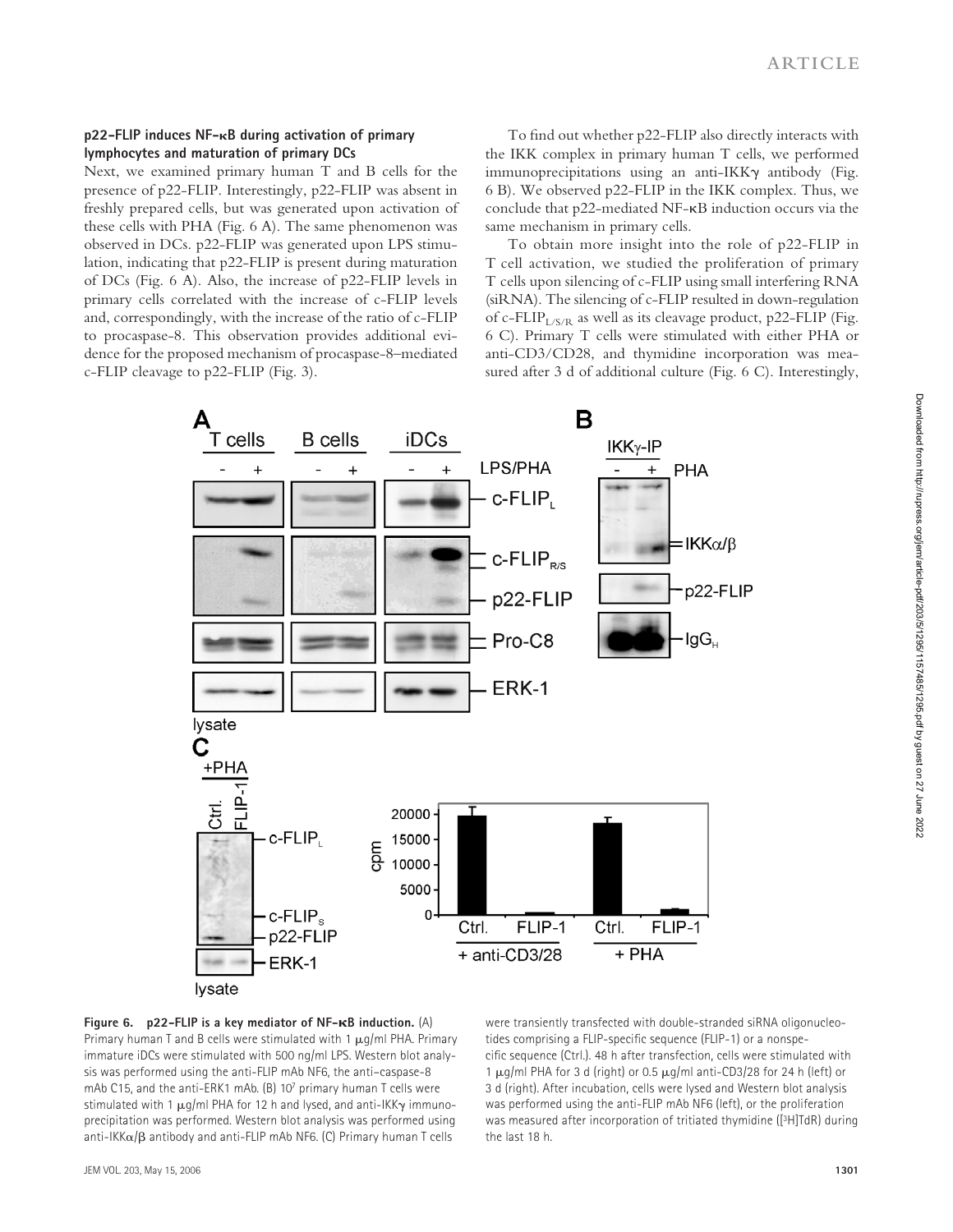### p22-FLIP induces NF-κB during activation of primary lymphocytes and maturation of primary DCs

Next, we examined primary human T and B cells for the presence of p22-FLIP. Interestingly, p22-FLIP was absent in freshly prepared cells, but was generated upon activation of these cells with PHA (Fig. 6 A). The same phenomenon was observed in DCs. p22-FLIP was generated upon LPS stimulation, indicating that p22-FLIP is present during maturation of DCs (Fig. 6 A). Also, the increase of p22-FLIP levels in primary cells correlated with the increase of c-FLIP levels and, correspondingly, with the increase of the ratio of c-FLIP to procaspase-8. This observation provides additional evidence for the proposed mechanism of procaspase-8–mediated c-FLIP cleavage to p22-FLIP (Fig. 3).

To find out whether p22-FLIP also directly interacts with the IKK complex in primary human T cells, we performed immunoprecipitations using an anti-IKKγ antibody (Fig. 6 B). We observed p22-FLIP in the IKK complex. Thus, we conclude that p22-mediated NF-κB induction occurs via the same mechanism in primary cells.

To obtain more insight into the role of p22-FLIP in T cell activation, we studied the proliferation of primary T cells upon silencing of c-FLIP using small interfering RNA (siRNA). The silencing of c-FLIP resulted in down-regulation of c-$FLIP_{L/S/R}$ as well as its cleavage product, p22-FLIP (Fig. 6 C). Primary T cells were stimulated with either PHA or anti-CD3/CD28, and thymidine incorporation was measured after 3 d of additional culture (Fig. 6 C). Interestingly,

**Figure 6. p22-FLIP is a key mediator of NF-κB induction.** (A) Primary human T and B cells were stimulated with 1 μg/ml PHA. Primary immature iDCs were stimulated with 500 ng/ml LPS. Western blot analysis was performed using the anti-FLIP mAb NF6, the anti–caspase-8 mAb C15, and the anti-ERK1 mAb. (B) $10^7$ primary human T cells were stimulated with 1 μg/ml PHA for 12 h and lysed, and anti-IKKγ immunoprecipitation was performed. Western blot analysis was performed using anti-IKKα/β antibody and anti-FLIP mAb NF6. (C) Primary human T cells were transiently transfected with double-stranded siRNA oligonucleotides comprising a FLIP-specific sequence (FLIP-1) or a nonspecific sequence (Ctrl.). 48 h after transfection, cells were stimulated with 1 μg/ml PHA for 3 d (right) or 0.5 μg/ml anti-CD3/28 for 24 h (left) or 3 d (right). After incubation, cells were lysed and Western blot analysis was performed using the anti-FLIP mAb NF6 (left), or the proliferation was measured after incorporation of tritiated thymidine ([$^3$H]TdR) during the last 18 h.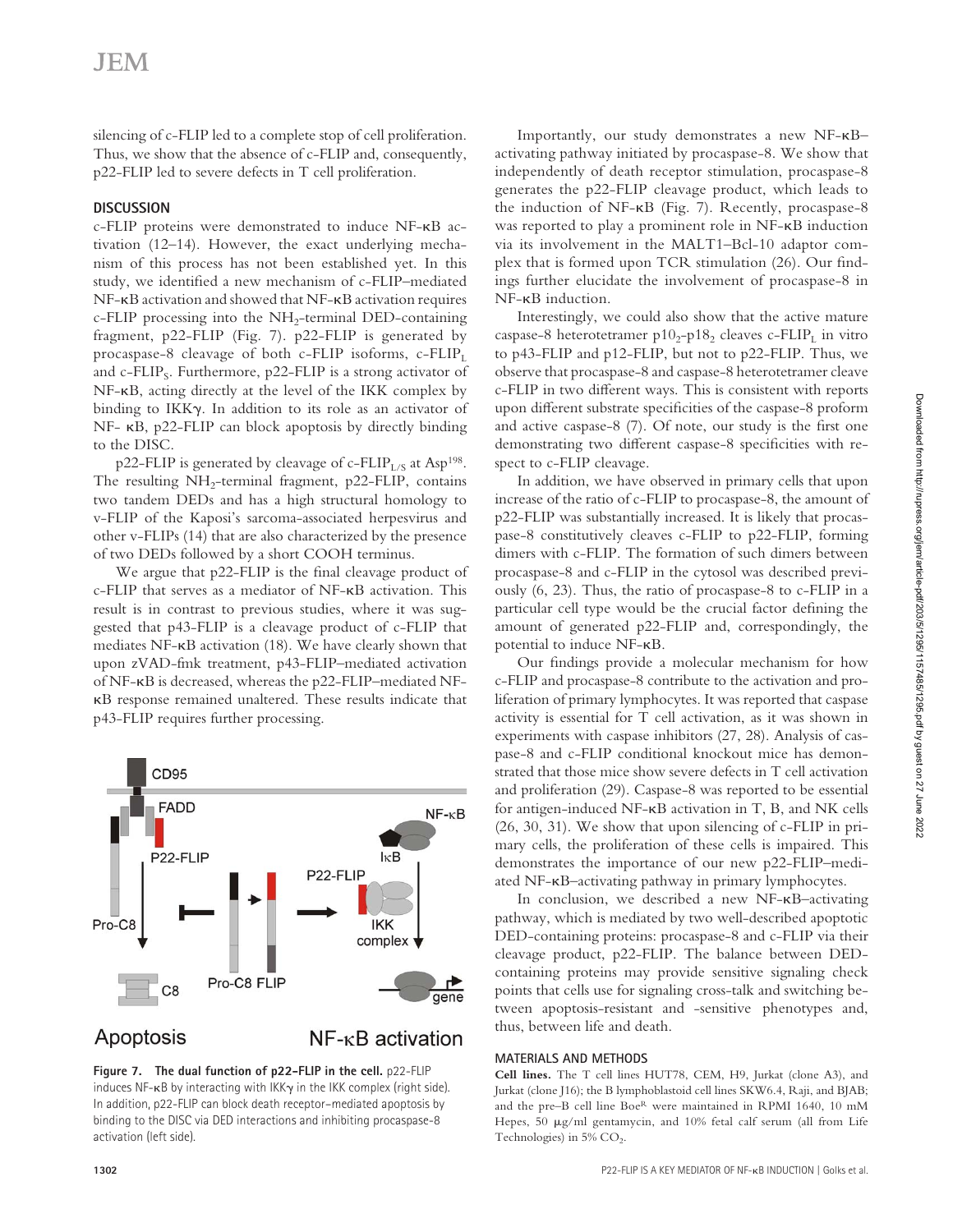silencing of c-FLIP led to a complete stop of cell proliferation. Thus, we show that the absence of c-FLIP and, consequently, p22-FLIP led to severe defects in T cell proliferation.

## DISCUSSION

c-FLIP proteins were demonstrated to induce NF-κB activation (12–14). However, the exact underlying mechanism of this process has not been established yet. In this study, we identified a new mechanism of c-FLIP–mediated NF-κB activation and showed that NF-κB activation requires c-FLIP processing into the $NH_2$-terminal DED-containing fragment, p22-FLIP (Fig. 7). p22-FLIP is generated by procaspase-8 cleavage of both c-FLIP isoforms, c-FLIP$_L$ and c-FLIP$_S$. Furthermore, p22-FLIP is a strong activator of NF-κB, acting directly at the level of the IKK complex by binding to IKKγ. In addition to its role as an activator of NF- κB, p22-FLIP can block apoptosis by directly binding to the DISC.

p22-FLIP is generated by cleavage of c-FLIP$_{L/S}$ at Asp[198]. The resulting $NH_2$-terminal fragment, p22-FLIP, contains two tandem DEDs and has a high structural homology to v-FLIP of the Kaposi's sarcoma-associated herpesvirus and other v-FLIPs (14) that are also characterized by the presence of two DEDs followed by a short COOH terminus.

We argue that p22-FLIP is the final cleavage product of c-FLIP that serves as a mediator of NF-κB activation. This result is in contrast to previous studies, where it was suggested that p43-FLIP is a cleavage product of c-FLIP that mediates NF-κB activation (18). We have clearly shown that upon zVAD-fmk treatment, p43-FLIP–mediated activation of NF-κB is decreased, whereas the p22-FLIP–mediated NF-κB response remained unaltered. These results indicate that p43-FLIP requires further processing.

**Figure 7. The dual function of p22-FLIP in the cell.** p22-FLIP induces NF-κB by interacting with IKKγ in the IKK complex (right side). In addition, p22-FLIP can block death receptor–mediated apoptosis by binding to the DISC via DED interactions and inhibiting procaspase-8 activation (left side).

Importantly, our study demonstrates a new NF-κB–activating pathway initiated by procaspase-8. We show that independently of death receptor stimulation, procaspase-8 generates the p22-FLIP cleavage product, which leads to the induction of NF-κB (Fig. 7). Recently, procaspase-8 was reported to play a prominent role in NF-κB induction via its involvement in the MALT1–Bcl-10 adaptor complex that is formed upon TCR stimulation (26). Our findings further elucidate the involvement of procaspase-8 in NF-κB induction.

Interestingly, we could also show that the active mature caspase-8 heterotetramer $p10_2$-$p18_2$ cleaves c-FLIP$_L$ in vitro to p43-FLIP and p12-FLIP, but not to p22-FLIP. Thus, we observe that procaspase-8 and caspase-8 heterotetramer cleave c-FLIP in two different ways. This is consistent with reports upon different substrate specificities of the caspase-8 proform and active caspase-8 (7). Of note, our study is the first one demonstrating two different caspase-8 specificities with respect to c-FLIP cleavage.

In addition, we have observed in primary cells that upon increase of the ratio of c-FLIP to procaspase-8, the amount of p22-FLIP was substantially increased. It is likely that procaspase-8 constitutively cleaves c-FLIP to p22-FLIP, forming dimers with c-FLIP. The formation of such dimers between procaspase-8 and c-FLIP in the cytosol was described previously (6, 23). Thus, the ratio of procaspase-8 to c-FLIP in a particular cell type would be the crucial factor defining the amount of generated p22-FLIP and, correspondingly, the potential to induce NF-κB.

Our findings provide a molecular mechanism for how c-FLIP and procaspase-8 contribute to the activation and proliferation of primary lymphocytes. It was reported that caspase activity is essential for T cell activation, as it was shown in experiments with caspase inhibitors (27, 28). Analysis of caspase-8 and c-FLIP conditional knockout mice has demonstrated that those mice show severe defects in T cell activation and proliferation (29). Caspase-8 was reported to be essential for antigen-induced NF-κB activation in T, B, and NK cells (26, 30, 31). We show that upon silencing of c-FLIP in primary cells, the proliferation of these cells is impaired. This demonstrates the importance of our new p22-FLIP–mediated NF-κB–activating pathway in primary lymphocytes.

In conclusion, we described a new NF-κB–activating pathway, which is mediated by two well-described apoptotic DED-containing proteins: procaspase-8 and c-FLIP via their cleavage product, p22-FLIP. The balance between DED-containing proteins may provide sensitive signaling check points that cells use for signaling cross-talk and switching between apoptosis-resistant and -sensitive phenotypes and, thus, between life and death.

## MATERIALS AND METHODS

**Cell lines.** The T cell lines HUT78, CEM, H9, Jurkat (clone A3), and Jurkat (clone J16); the B lymphoblastoid cell lines SKW6.4, Raji, and BJAB; and the pre–B cell line Boe[R] were maintained in RPMI 1640, 10 mM Hepes, 50 μg/ml gentamycin, and 10% fetal calf serum (all from Life Technologies) in 5% $CO_2$.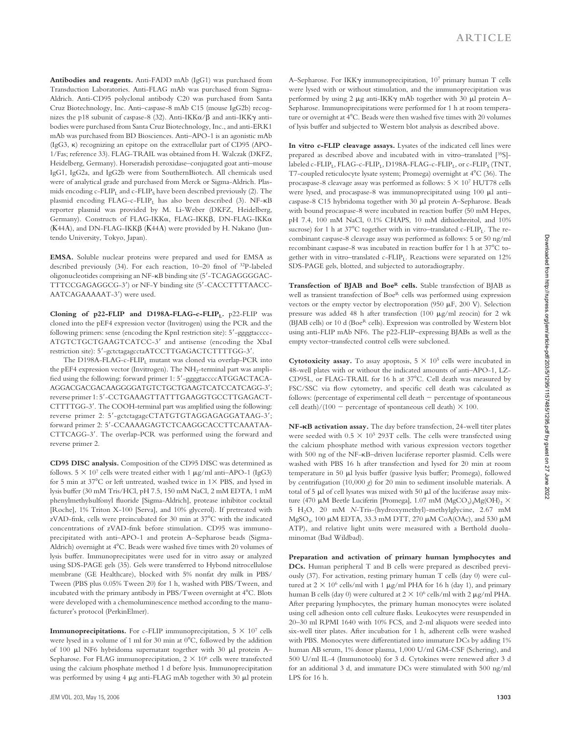**Antibodies and reagents.** Anti-FADD mAb (IgG1) was purchased from Transduction Laboratories. Anti-FLAG mAb was purchased from Sigma-Aldrich. Anti-CD95 polyclonal antibody C20 was purchased from Santa Cruz Biotechnology, Inc. Anti–caspase-8 mAb C15 (mouse IgG2b) recognizes the p18 subunit of caspase-8 (32). Anti-IKKα/β and anti-IKKγ antibodies were purchased from Santa Cruz Biotechnology, Inc., and anti-ERK1 mAb was purchased from BD Biosciences. Anti–APO-1 is an agonistic mAb (IgG3, κ) recognizing an epitope on the extracellular part of CD95 (APO-1/Fas; reference 33). FLAG-TRAIL was obtained from H. Walczak (DKFZ, Heidelberg, Germany). Horseradish peroxidase–conjugated goat anti–mouse IgG1, IgG2a, and IgG2b were from SouthernBiotech. All chemicals used were of analytical grade and purchased from Merck or Sigma-Aldrich. Plasmids encoding c-FLIP$_L$ and c-FLIP$_S$ have been described previously (2). The plasmid encoding FLAG-c-FLIP$_L$ has also been described (3). NF-κB reporter plasmid was provided by M. Li-Weber (DKFZ, Heidelberg, Germany). Constructs of FLAG-IKKα, FLAG-IKKβ, DN-FLAG-IKKα (K44A), and DN-FLAG-IKKβ (K44A) were provided by H. Nakano (Juntendo University, Tokyo, Japan).

**EMSA.** Soluble nuclear proteins were prepared and used for EMSA as described previously (34). For each reaction, 10–20 fmol of $^{32}$P-labeled oligonucleotides comprising an NF-κB binding site (5′-TCAGAGGGGACTTTCCGAGAGGCG-3′) or NF-Y binding site (5′-CACCTTTTAACCAATCAGAAAAAT-3′) were used.

**Cloning of p22-FLIP and D198A-FLAG-c-FLIP$_L$.** p22-FLIP was cloned into the pEF4 expression vector (Invitrogen) using the PCR and the following primers: sense (encoding the KpnI restriction site): 5′-ggggtaccccATGTCTGCTGAAGTCATCC-3′ and antisense (encoding the XbaI restriction site): 5′-gctctagagcctaATCCTTGAGACTCTTTTGG-3′.

The D198A-FLAG-c-FLIP$_L$ mutant was cloned via overlap-PCR into the pEF4 expression vector (Invitrogen). The $NH_2$-terminal part was amplified using the following: forward primer 1: 5′-ggggtaccccATGGACTACAAGGACGACGACAAGGGGATGTCTGCTGAAGTCATCCATCAGG-3′; reverse primer 1: 5′-CCTGAAAGTTATTTGAAGGTGCCTTGAGACTCTTTTGG-3′. The COOH-terminal part was amplified using the following: reverse primer 2: 5′-gctctagagcCTATGTGTAGGAGAGGATAAG-3′; forward primer 2: 5′-CCAAAAGAGTCTCAAGGCACCTTCAAATAACTTCAGG-3′. The overlap-PCR was performed using the forward and reverse primer 2.

**CD95 DISC analysis.** Composition of the CD95 DISC was determined as follows. $5 \times 10^7$ cells were treated either with 1 μg/ml anti–APO-1 (IgG3) for 5 min at 37°C or left untreated, washed twice in 1× PBS, and lysed in lysis buffer (30 mM Tris/HCl, pH 7.5, 150 mM NaCl, 2 mM EDTA, 1 mM phenylmethylsulfonyl fluoride [Sigma-Aldrich], protease inhibitor cocktail [Roche], 1% Triton X-100 [Serva], and 10% glycerol). If pretreated with zVAD-fmk, cells were preincubated for 30 min at 37°C with the indicated concentrations of zVAD-fmk before stimulation. CD95 was immunoprecipitated with anti–APO-1 and protein A–Sepharose beads (Sigma-Aldrich) overnight at 4°C. Beads were washed five times with 20 volumes of lysis buffer. Immunoprecipitates were used for in vitro assay or analyzed using SDS-PAGE gels (35). Gels were transferred to Hybond nitrocellulose membrane (GE Healthcare), blocked with 5% nonfat dry milk in PBS/Tween (PBS plus 0.05% Tween 20) for 1 h, washed with PBS/Tween, and incubated with the primary antibody in PBS/Tween overnight at 4°C. Blots were developed with a chemoluminescence method according to the manufacturer's protocol (PerkinElmer).

**Immunoprecipitations.** For c-FLIP immunoprecipitation, $5 \times 10^7$ cells were lysed in a volume of 1 ml for 30 min at 0°C, followed by the addition of 100 μl NF6 hybridoma supernatant together with 30 μl protein A–Sepharose. For FLAG immunoprecipitation, $2 \times 10^6$ cells were transfected using the calcium phosphate method 1 d before lysis. Immunoprecipitation was performed by using 4 μg anti-FLAG mAb together with 30 μl protein A–Sepharose. For IKKγ immunoprecipitation, $10^7$ primary human T cells were lysed with or without stimulation, and the immunoprecipitation was performed by using 2 μg anti-IKKγ mAb together with 30 μl protein A–Sepharose. Immunoprecipitations were performed for 1 h at room temperature or overnight at 4°C. Beads were then washed five times with 20 volumes of lysis buffer and subjected to Western blot analysis as described above.

**In vitro c-FLIP cleavage assays.** Lysates of the indicated cell lines were prepared as described above and incubated with in vitro–translated [$^{35}$S]-labeled c-FLIP$_L$, FLAG-c-FLIP$_L$, D198A-FLAG-c-FLIP$_L$, or c-FLIP$_S$ (TNT, T7-coupled reticulocyte lysate system; Promega) overnight at 4°C (36). The procaspase-8 cleavage assay was performed as follows: $5 \times 10^7$ HUT78 cells were lysed, and procaspase-8 was immunoprecipitated using 100 μl anti–caspase-8 C15 hybridoma together with 30 μl protein A–Sepharose. Beads with bound procaspase-8 were incubated in reaction buffer (50 mM Hepes, pH 7.4, 100 mM NaCl, 0.1% CHAPS, 10 mM dithiothreitol, and 10% sucrose) for 1 h at 37°C together with in vitro–translated c-FLIP$_L$. The recombinant caspase-8 cleavage assay was performed as follows: 5 or 50 ng/ml recombinant caspase-8 was incubated in reaction buffer for 1 h at 37°C together with in vitro–translated c-FLIP$_L$. Reactions were separated on 12% SDS-PAGE gels, blotted, and subjected to autoradiography.

**Transfection of BJAB and Boe$^R$ cells.** Stable transfection of BJAB as well as transient transfection of Boe$^R$ cells was performed using expression vectors or the empty vector by electroporation (950 μF, 200 V). Selection pressure was added 48 h after transfection (100 μg/ml zeocin) for 2 wk (BJAB cells) or 10 d (Boe$^R$ cells). Expression was controlled by Western blot using anti-FLIP mAb NF6. The p22-FLIP–expressing BJABs as well as the empty vector–transfected control cells were subcloned.

**Cytotoxicity assay.** To assay apoptosis, $5 \times 10^5$ cells were incubated in 48-well plates with or without the indicated amounts of anti–APO-1, LZ-CD95L, or FLAG-TRAIL for 16 h at 37°C. Cell death was measured by FSC/SSC via flow cytometry, and specific cell death was calculated as follows: (percentage of experimental cell death − percentage of spontaneous cell death)/(100 − percentage of spontaneous cell death) × 100.

**NF-κB activation assay.** The day before transfection, 24-well titer plates were seeded with $0.5 \times 10^5$ 293T cells. The cells were transfected using the calcium phosphate method with various expression vectors together with 500 ng of the NF-κB–driven luciferase reporter plasmid. Cells were washed with PBS 16 h after transfection and lysed for 20 min at room temperature in 50 μl lysis buffer (passive lysis buffer; Promega), followed by centrifugation (10,000 *g*) for 20 min to sediment insoluble materials. A total of 5 μl of cell lysates was mixed with 50 μl of the luciferase assay mixture (470 μM Beetle Luciferin [Promega], 1.07 mM $(MgCO_3)_4Mg(OH)_2 \times 5\ H_2O$, 20 mM *N*-Tris-(hydroxymethyl)-methylglycine, 2.67 mM $MgSO_4$, 100 μM EDTA, 33.3 mM DTT, 270 μM CoA(OAc), and 530 μM ATP), and relative light units were measured with a Berthold duoluminomat (Bad Wildbad).

**Preparation and activation of primary human lymphocytes and DCs.** Human peripheral T and B cells were prepared as described previously (37). For activation, resting primary human T cells (day 0) were cultured at $2 \times 10^6$ cells/ml with 1 μg/ml PHA for 16 h (day 1), and primary human B cells (day 0) were cultured at $2 \times 10^6$ cells/ml with 2 μg/ml PHA. After preparing lymphocytes, the primary human monocytes were isolated using cell adhesion onto cell culture flasks. Leukocytes were resuspended in 20–30 ml RPMI 1640 with 10% FCS, and 2-ml aliquots were seeded into six-well titer plates. After incubation for 1 h, adherent cells were washed with PBS. Monocytes were differentiated into immature DCs by adding 1% human AB serum, 1% donor plasma, 1,000 U/ml GM-CSF (Schering), and 500 U/ml IL-4 (Immunotools) for 3 d. Cytokines were renewed after 3 d for an additional 3 d, and immature DCs were stimulated with 500 ng/ml LPS for 16 h.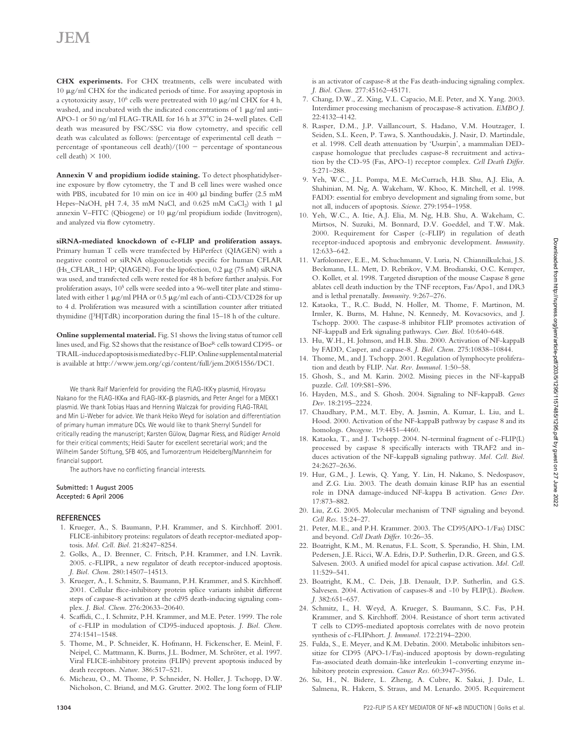**CHX experiments.** For CHX treatments, cells were incubated with 10 μg/ml CHX for the indicated periods of time. For assaying apoptosis in a cytotoxicity assay, $10^6$ cells were pretreated with 10 μg/ml CHX for 4 h, washed, and incubated with the indicated concentrations of 1 μg/ml anti–APO-1 or 50 ng/ml FLAG-TRAIL for 16 h at 37°C in 24-well plates. Cell death was measured by FSC/SSC via flow cytometry, and specific cell death was calculated as follows: (percentage of experimental cell death − percentage of spontaneous cell death)/(100 − percentage of spontaneous cell death) × 100.

**Annexin V and propidium iodide staining.** To detect phosphatidylserine exposure by flow cytometry, the T and B cell lines were washed once with PBS, incubated for 10 min on ice in 400 μl binding buffer (2.5 mM Hepes–NaOH, pH 7.4, 35 mM NaCl, and 0.625 mM $CaCl_2$) with 1 μl annexin V–FITC (Qbiogene) or 10 μg/ml propidium iodide (Invitrogen), and analyzed via flow cytometry.

**siRNA-mediated knockdown of c-FLIP and proliferation assays.** Primary human T cells were transfected by HiPerfect (QIAGEN) with a negative control or siRNA oligonucleotids specific for human CFLAR (Hs_CFLAR_1 HP; QIAGEN). For the lipofection, 0.2 μg (75 nM) siRNA was used, and transfected cells were rested for 48 h before further analysis. For proliferation assays, $10^5$ cells were seeded into a 96-well titer plate and stimulated with either 1 μg/ml PHA or 0.5 μg/ml each of anti-CD3/CD28 for up to 4 d. Proliferation was measured with a scintillation counter after tritiated thymidine ([$^3$H]TdR) incorporation during the final 15–18 h of the culture.

**Online supplemental material.** Fig. S1 shows the living status of tumor cell lines used, and Fig. S2 shows that the resistance of Boe$^R$ cells toward CD95- or TRAIL-induced apoptosis is mediated by c-FLIP. Online supplemental material is available at http://www.jem.org/cgi/content/full/jem.20051556/DC1.

We thank Ralf Marienfeld for providing the FLAG-IKKγ plasmid, Hiroyasu Nakano for the FLAG-IKKα and FLAG-IKK-β plasmids, and Peter Angel for a MEKK1 plasmid. We thank Tobias Haas and Henning Walczak for providing FLAG-TRAIL and Min Li-Weber for advice. We thank Heiko Weyd for isolation and differentiation of primary human immature DCs. We would like to thank Sherryl Sundell for critically reading the manuscript; Karsten Gülow, Dagmar Riess, and Rüdiger Arnold for their critical comments; Heidi Sauter for excellent secretarial work; and the Wilhelm Sander Stiftung, SFB 405, and Tumorzentrum Heidelberg/Mannheim for financial support.

The authors have no conflicting financial interests.

Submitted: 1 August 2005
Accepted: 6 April 2006

## REFERENCES

1. Krueger, A., S. Baumann, P.H. Krammer, and S. Kirchhoff. 2001. FLICE-inhibitory proteins: regulators of death receptor-mediated apoptosis. *Mol. Cell. Biol.* 21:8247–8254.
2. Golks, A., D. Brenner, C. Fritsch, P.H. Krammer, and I.N. Lavrik. 2005. c-FLIPR, a new regulator of death receptor-induced apoptosis. *J. Biol. Chem.* 280:14507–14513.
3. Krueger, A., I. Schmitz, S. Baumann, P.H. Krammer, and S. Kirchhoff. 2001. Cellular flice-inhibitory protein splice variants inhibit different steps of caspase-8 activation at the cd95 death-inducing signaling complex. *J. Biol. Chem.* 276:20633–20640.
4. Scaffidi, C., I. Schmitz, P.H. Krammer, and M.E. Peter. 1999. The role of c-FLIP in modulation of CD95-induced apoptosis. *J. Biol. Chem.* 274:1541–1548.
5. Thome, M., P. Schneider, K. Hofmann, H. Fickenscher, E. Meinl, F. Neipel, C. Mattmann, K. Burns, J.L. Bodmer, M. Schröter, et al. 1997. Viral FLICE-inhibitory proteins (FLIPs) prevent apoptosis induced by death receptors. *Nature.* 386:517–521.
6. Micheau, O., M. Thome, P. Schneider, N. Holler, J. Tschopp, D.W. Nicholson, C. Briand, and M.G. Grutter. 2002. The long form of FLIP is an activator of caspase-8 at the Fas death-inducing signaling complex. *J. Biol. Chem.* 277:45162–45171.
7. Chang, D.W., Z. Xing, V.L. Capacio, M.E. Peter, and X. Yang. 2003. Interdimer processing mechanism of procaspase-8 activation. *EMBO J.* 22:4132–4142.
8. Rasper, D.M., J.P. Vaillancourt, S. Hadano, V.M. Houtzager, I. Seiden, S.L. Keen, P. Tawa, S. Xanthoudakis, J. Nasir, D. Martindale, et al. 1998. Cell death attenuation by 'Usurpin', a mammalian DED-caspase homologue that precludes caspase-8 recruitment and activation by the CD-95 (Fas, APO-1) receptor complex. *Cell Death Differ.* 5:271–288.
9. Yeh, W.C., J.L. Pompa, M.E. McCurrach, H.B. Shu, A.J. Elia, A. Shahinian, M. Ng, A. Wakeham, W. Khoo, K. Mitchell, et al. 1998. FADD: essential for embryo development and signaling from some, but not all, inducers of apoptosis. *Science.* 279:1954–1958.
10. Yeh, W.C., A. Itie, A.J. Elia, M. Ng, H.B. Shu, A. Wakeham, C. Mirtsos, N. Suzuki, M. Bonnard, D.V. Goeddel, and T.W. Mak. 2000. Requirement for Casper (c-FLIP) in regulation of death receptor-induced apoptosis and embryonic development. *Immunity.* 12:633–642.
11. Varfolomeev, E.E., M. Schuchmann, V. Luria, N. Chiannilkulchai, J.S. Beckmann, I.L. Mett, D. Rebrikov, V.M. Brodianski, O.C. Kemper, O. Kollet, et al. 1998. Targeted disruption of the mouse Caspase 8 gene ablates cell death induction by the TNF receptors, Fas/Apo1, and DR3 and is lethal prenatally. *Immunity.* 9:267–276.
12. Kataoka, T., R.C. Budd, N. Holler, M. Thome, F. Martinon, M. Irmler, K. Burns, M. Hahne, N. Kennedy, M. Kovacsovics, and J. Tschopp. 2000. The caspase-8 inhibitor FLIP promotes activation of NF-kappaB and Erk signaling pathways. *Curr. Biol.* 10:640–648.
13. Hu, W.H., H. Johnson, and H.B. Shu. 2000. Activation of NF-kappaB by FADD, Casper, and caspase-8. *J. Biol. Chem.* 275:10838–10844.
14. Thome, M., and J. Tschopp. 2001. Regulation of lymphocyte proliferation and death by FLIP. *Nat. Rev. Immunol.* 1:50–58.
15. Ghosh, S., and M. Karin. 2002. Missing pieces in the NF-kappaB puzzle. *Cell.* 109:S81–S96.
16. Hayden, M.S., and S. Ghosh. 2004. Signaling to NF-kappaB. *Genes Dev.* 18:2195–2224.
17. Chaudhary, P.M., M.T. Eby, A. Jasmin, A. Kumar, L. Liu, and L. Hood. 2000. Activation of the NF-kappaB pathway by caspase 8 and its homologs. *Oncogene.* 19:4451–4460.
18. Kataoka, T., and J. Tschopp. 2004. N-terminal fragment of c-FLIP(L) processed by caspase 8 specifically interacts with TRAF2 and induces activation of the NF-kappaB signaling pathway. *Mol. Cell. Biol.* 24:2627–2636.
19. Hur, G.M., J. Lewis, Q. Yang, Y. Lin, H. Nakano, S. Nedospasov, and Z.G. Liu. 2003. The death domain kinase RIP has an essential role in DNA damage-induced NF-kappa B activation. *Genes Dev.* 17:873–882.
20. Liu, Z.G. 2005. Molecular mechanism of TNF signaling and beyond. *Cell Res.* 15:24–27.
21. Peter, M.E., and P.H. Krammer. 2003. The CD95(APO-1/Fas) DISC and beyond. *Cell Death Differ.* 10:26–35.
22. Boatright, K.M., M. Renatus, F.L. Scott, S. Sperandio, H. Shin, I.M. Pedersen, J.E. Ricci, W.A. Edris, D.P. Sutherlin, D.R. Green, and G.S. Salvesen. 2003. A unified model for apical caspase activation. *Mol. Cell.* 11:529–541.
23. Boatright, K.M., C. Deis, J.B. Denault, D.P. Sutherlin, and G.S. Salvesen. 2004. Activation of caspases-8 and -10 by FLIP(L). *Biochem. J.* 382:651–657.
24. Schmitz, I., H. Weyd, A. Krueger, S. Baumann, S.C. Fas, P.H. Krammer, and S. Kirchhoff. 2004. Resistance of short term activated T cells to CD95-mediated apoptosis correlates with de novo protein synthesis of c-FLIPshort. *J. Immunol.* 172:2194–2200.
25. Fulda, S., E. Meyer, and K.M. Debatin. 2000. Metabolic inhibitors sensitize for CD95 (APO-1/Fas)-induced apoptosis by down-regulating Fas-associated death domain-like interleukin 1-converting enzyme inhibitory protein expression. *Cancer Res.* 60:3947–3956.
26. Su, H., N. Bidere, L. Zheng, A. Cubre, K. Sakai, J. Dale, L. Salmena, R. Hakem, S. Straus, and M. Lenardo. 2005. Requirement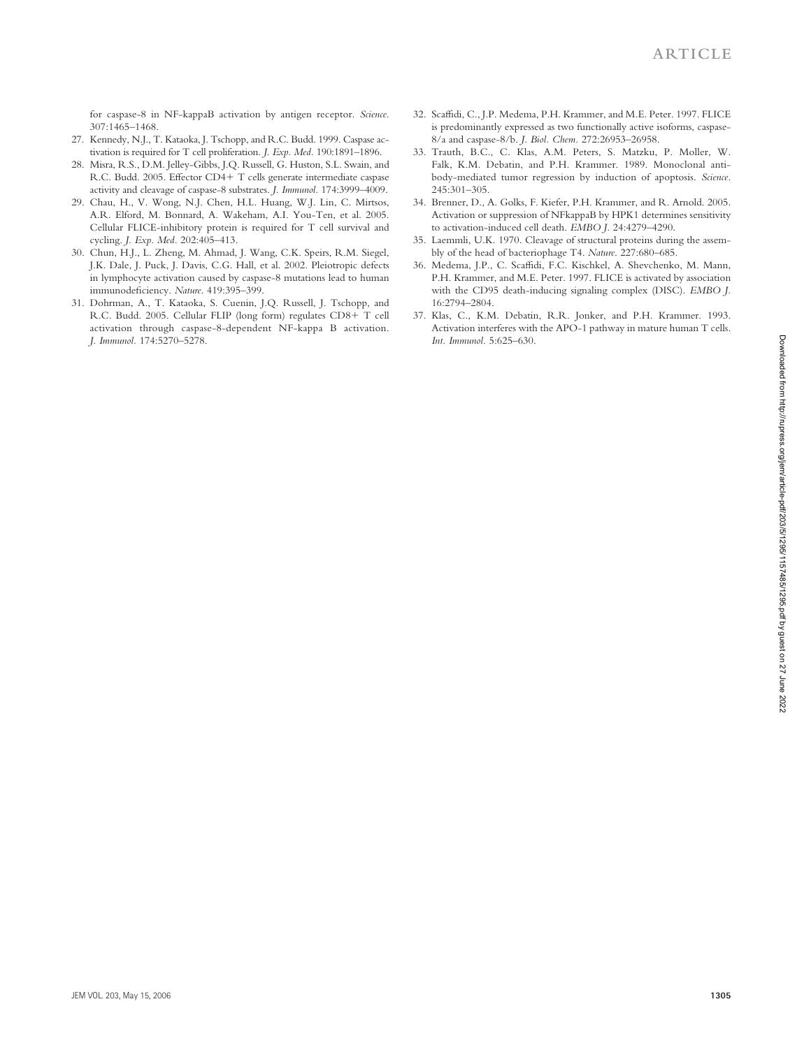for caspase-8 in NF-kappaB activation by antigen receptor. *Science*. 307:1465–1468.

27. Kennedy, N.J., T. Kataoka, J. Tschopp, and R.C. Budd. 1999. Caspase activation is required for T cell proliferation. *J. Exp. Med*. 190:1891–1896.
28. Misra, R.S., D.M. Jelley-Gibbs, J.Q. Russell, G. Huston, S.L. Swain, and R.C. Budd. 2005. Effector CD4+ T cells generate intermediate caspase activity and cleavage of caspase-8 substrates. *J. Immunol*. 174:3999–4009.
29. Chau, H., V. Wong, N.J. Chen, H.L. Huang, W.J. Lin, C. Mirtsos, A.R. Elford, M. Bonnard, A. Wakeham, A.I. You-Ten, et al. 2005. Cellular FLICE-inhibitory protein is required for T cell survival and cycling. *J. Exp. Med*. 202:405–413.
30. Chun, H.J., L. Zheng, M. Ahmad, J. Wang, C.K. Speirs, R.M. Siegel, J.K. Dale, J. Puck, J. Davis, C.G. Hall, et al. 2002. Pleiotropic defects in lymphocyte activation caused by caspase-8 mutations lead to human immunodeficiency. *Nature*. 419:395–399.
31. Dohrman, A., T. Kataoka, S. Cuenin, J.Q. Russell, J. Tschopp, and R.C. Budd. 2005. Cellular FLIP (long form) regulates CD8+ T cell activation through caspase-8-dependent NF-kappa B activation. *J. Immunol*. 174:5270–5278.
32. Scaffidi, C., J.P. Medema, P.H. Krammer, and M.E. Peter. 1997. FLICE is predominantly expressed as two functionally active isoforms, caspase-8/a and caspase-8/b. *J. Biol. Chem*. 272:26953–26958.
33. Trauth, B.C., C. Klas, A.M. Peters, S. Matzku, P. Moller, W. Falk, K.M. Debatin, and P.H. Krammer. 1989. Monoclonal antibody-mediated tumor regression by induction of apoptosis. *Science*. 245:301–305.
34. Brenner, D., A. Golks, F. Kiefer, P.H. Krammer, and R. Arnold. 2005. Activation or suppression of NFkappaB by HPK1 determines sensitivity to activation-induced cell death. *EMBO J*. 24:4279–4290.
35. Laemmli, U.K. 1970. Cleavage of structural proteins during the assembly of the head of bacteriophage T4. *Nature*. 227:680–685.
36. Medema, J.P., C. Scaffidi, F.C. Kischkel, A. Shevchenko, M. Mann, P.H. Krammer, and M.E. Peter. 1997. FLICE is activated by association with the CD95 death-inducing signaling complex (DISC). *EMBO J*. 16:2794–2804.
37. Klas, C., K.M. Debatin, R.R. Jonker, and P.H. Krammer. 1993. Activation interferes with the APO-1 pathway in mature human T cells. *Int. Immunol*. 5:625–630.